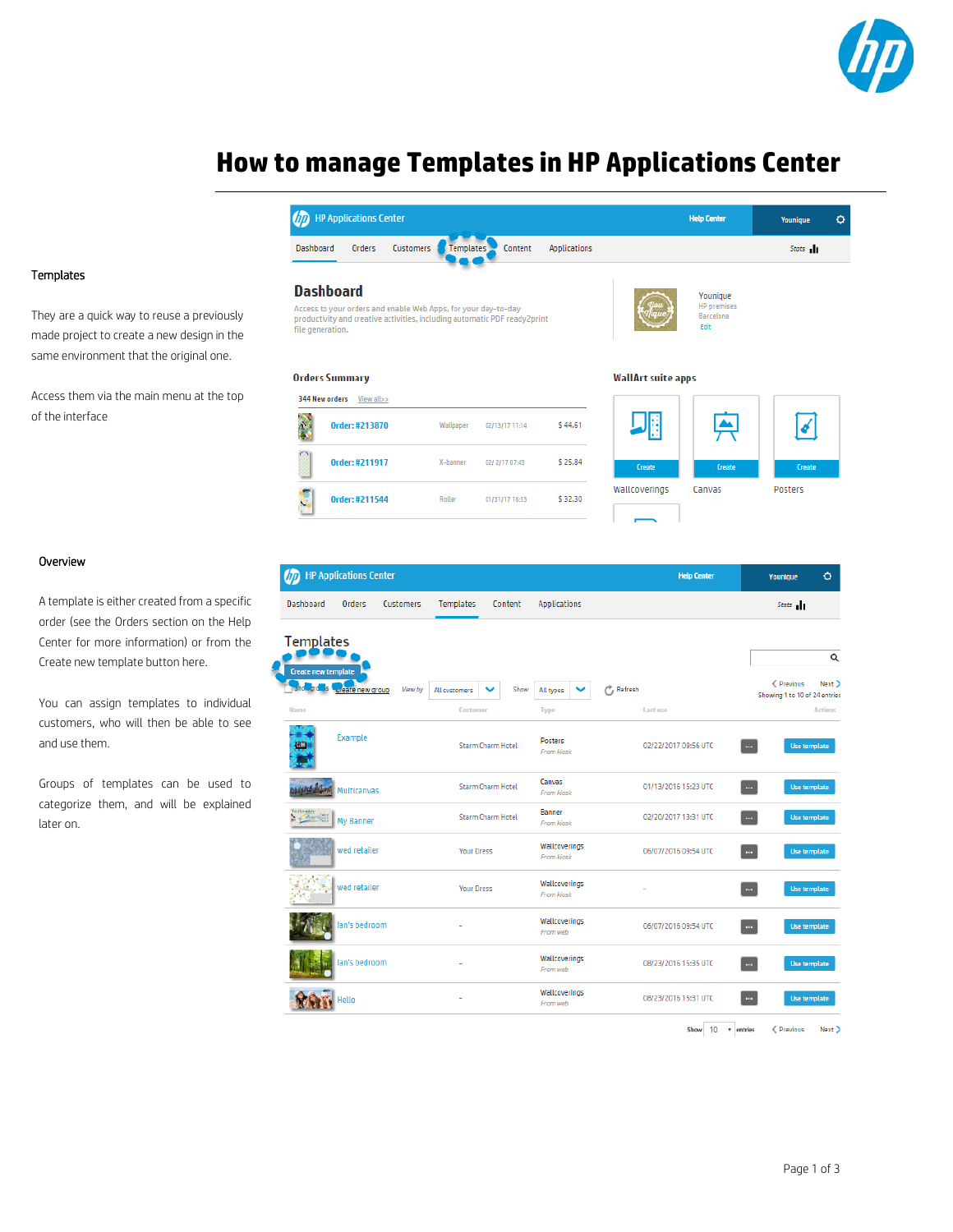# How to manage Templates in HP Applications Center

## Templates

They are a quick way to reuse a previously made project to create a new design in the same environment that the original one.

Access them via the main menu at the top of the interface

## Overview

A template is either created from a specific order (see the Orders section on the Help Center for more information) or from the Create new template button here.

You can assign templates to individual customers, who will then be able to see and use them.

Groups of templates can be used to categorize them, and will be explained later on.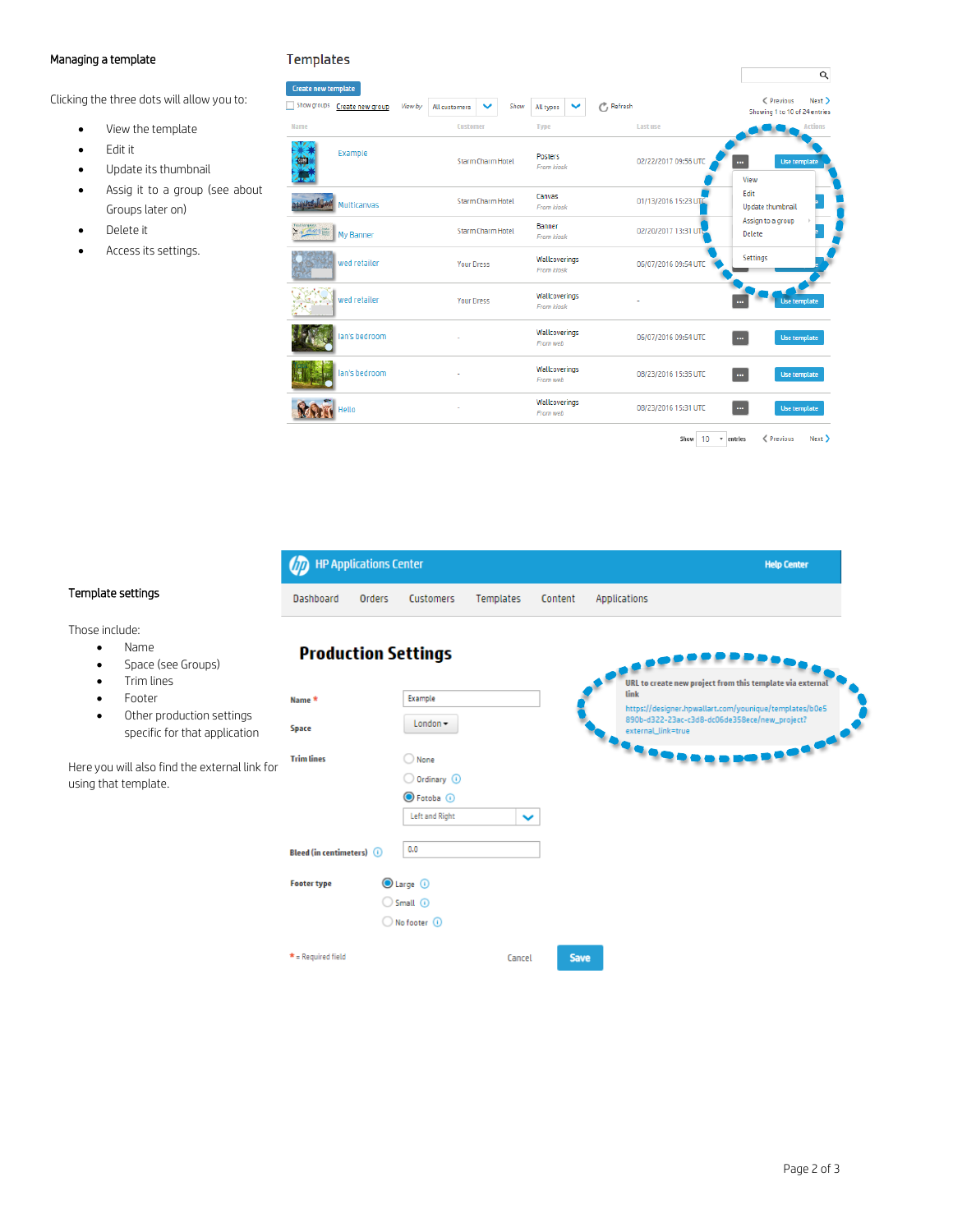## Managing a template

Clicking the three dots will allow you to:

- View the template
- Edit it
- Update its thumbnail
- Assig it to a group (see about Groups later on)
- Delete it
- Access its settings.

## Template settings

Those include:

- Name
- Space (see Groups)
- Trim lines
- Footer
- Other production settings specific for that application

Here you will also find the external link for using that template.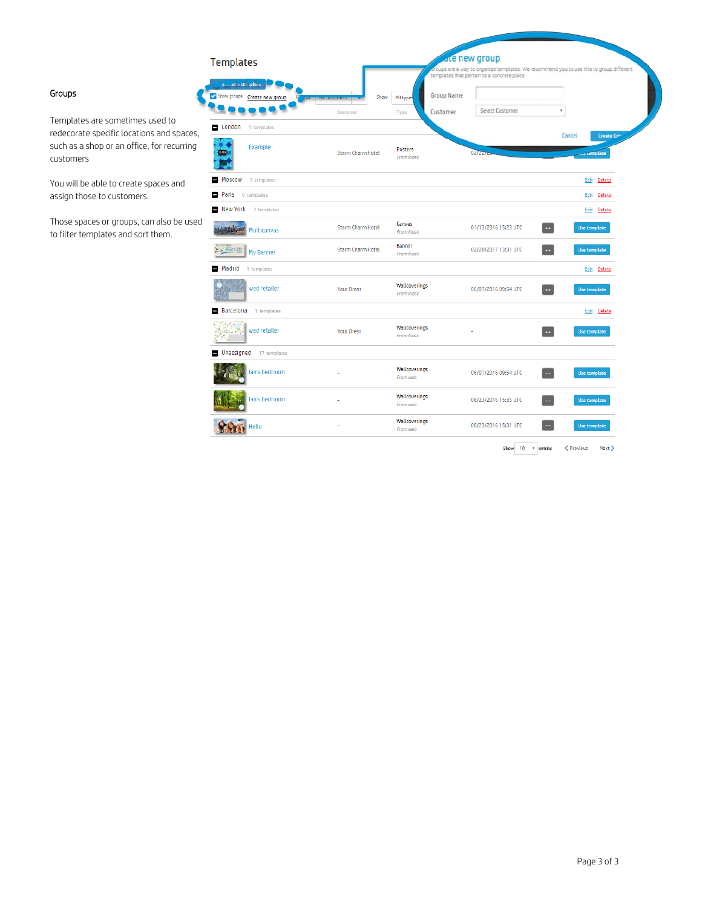## Groups

Templates are sometimes used to redecorate specific locations and spaces, such as a shop or an office, for recurring customers

You will be able to create spaces and assign those to customers.

Those spaces or groups, can also be used to filter templates and sort them.